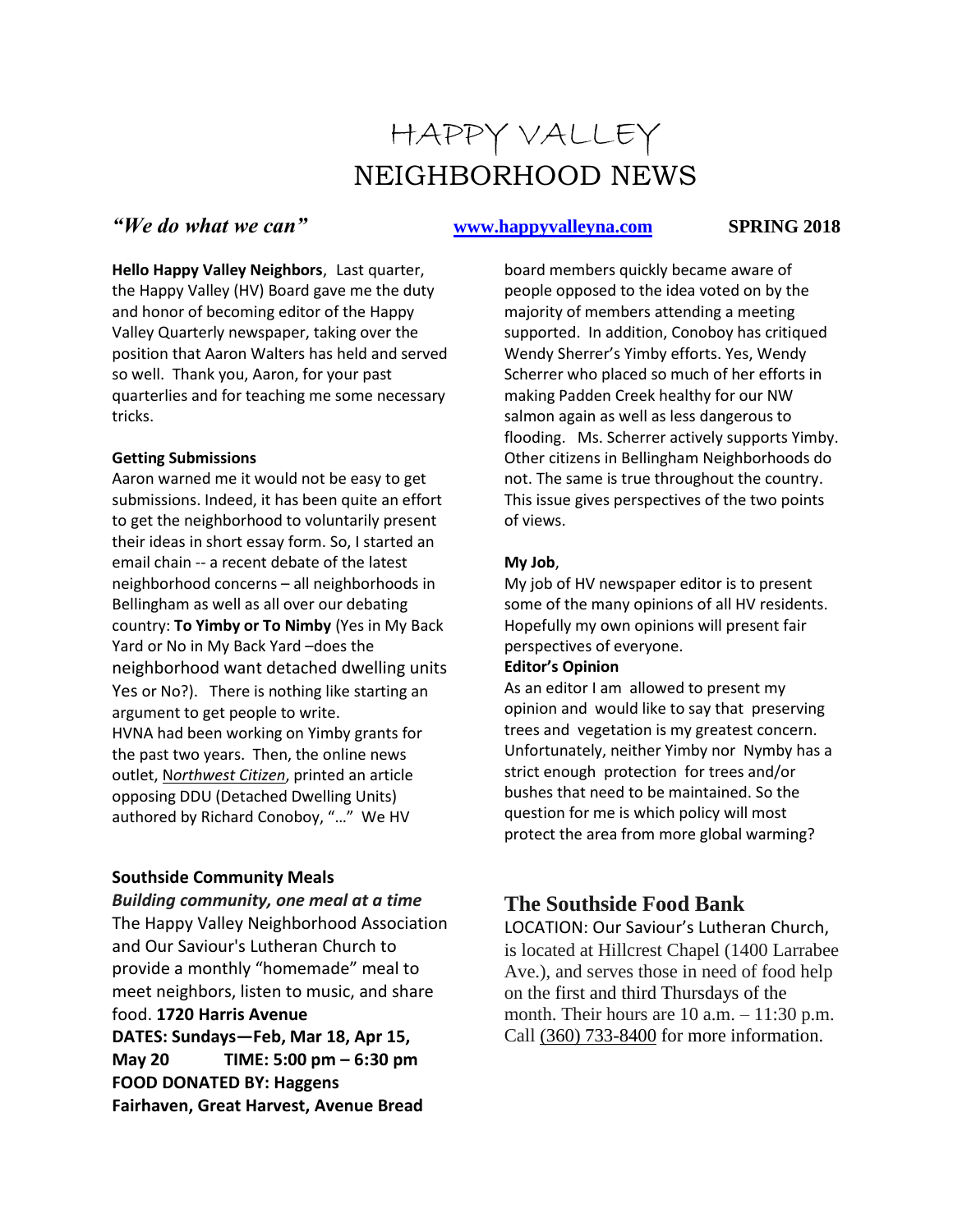# HAPPY VALLEY
# NEIGHBORHOOD NEWS

***"We do what we can"*** **www.happyvalleyna.com** **SPRING 2018**

**Hello Happy Valley Neighbors**, Last quarter, the Happy Valley (HV) Board gave me the duty and honor of becoming editor of the Happy Valley Quarterly newspaper, taking over the position that Aaron Walters has held and served so well. Thank you, Aaron, for your past quarterlies and for teaching me some necessary tricks.

**Getting Submissions**

Aaron warned me it would not be easy to get submissions. Indeed, it has been quite an effort to get the neighborhood to voluntarily present their ideas in short essay form. So, I started an email chain -- a recent debate of the latest neighborhood concerns – all neighborhoods in Bellingham as well as all over our debating country: **To Yimby or To Nimby** (Yes in My Back Yard or No in My Back Yard –does the neighborhood want detached dwelling units Yes or No?). There is nothing like starting an argument to get people to write.

HVNA had been working on Yimby grants for the past two years. Then, the online news outlet, *Northwest Citizen*, printed an article opposing DDU (Detached Dwelling Units) authored by Richard Conoboy, "…" We HV board members quickly became aware of people opposed to the idea voted on by the majority of members attending a meeting supported. In addition, Conoboy has critiqued Wendy Sherrer's Yimby efforts. Yes, Wendy Scherrer who placed so much of her efforts in making Padden Creek healthy for our NW salmon again as well as less dangerous to flooding. Ms. Scherrer actively supports Yimby. Other citizens in Bellingham Neighborhoods do not. The same is true throughout the country. This issue gives perspectives of the two points of views.

**My Job**,

My job of HV newspaper editor is to present some of the many opinions of all HV residents. Hopefully my own opinions will present fair perspectives of everyone.

**Editor's Opinion**

As an editor I am allowed to present my opinion and would like to say that preserving trees and vegetation is my greatest concern. Unfortunately, neither Yimby nor Nymby has a strict enough protection for trees and/or bushes that need to be maintained. So the question for me is which policy will most protect the area from more global warming?

### Southside Community Meals

***Building community, one meal at a time***

The Happy Valley Neighborhood Association and Our Saviour's Lutheran Church to provide a monthly "homemade" meal to meet neighbors, listen to music, and share food. **1720 Harris Avenue**

**DATES: Sundays—Feb, Mar 18, Apr 15, May 20 TIME: 5:00 pm – 6:30 pm**

**FOOD DONATED BY: Haggens Fairhaven, Great Harvest, Avenue Bread**

## The Southside Food Bank

LOCATION: Our Saviour's Lutheran Church, is located at Hillcrest Chapel (1400 Larrabee Ave.), and serves those in need of food help on the first and third Thursdays of the month. Their hours are 10 a.m. – 11:30 p.m. Call (360) 733-8400 for more information.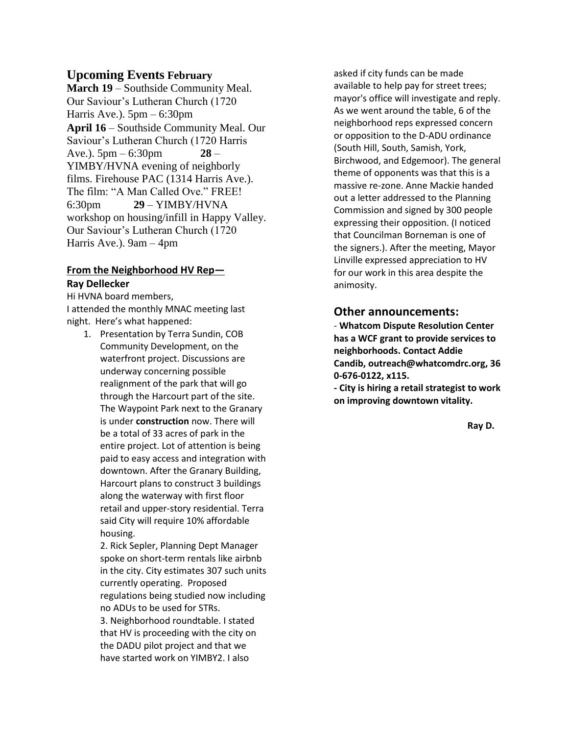## Upcoming Events February

**March 19** – Southside Community Meal. Our Saviour's Lutheran Church (1720 Harris Ave.). 5pm – 6:30pm
**April 16** – Southside Community Meal. Our Saviour's Lutheran Church (1720 Harris Ave.). 5pm – 6:30pm **28** – YIMBY/HVNA evening of neighborly films. Firehouse PAC (1314 Harris Ave.). The film: "A Man Called Ove." FREE! 6:30pm **29** – YIMBY/HVNA workshop on housing/infill in Happy Valley. Our Saviour's Lutheran Church (1720 Harris Ave.). 9am – 4pm

### From the Neighborhood HV Rep— Ray Dellecker

Hi HVNA board members,
I attended the monthly MNAC meeting last night. Here's what happened:

1. Presentation by Terra Sundin, COB Community Development, on the waterfront project. Discussions are underway concerning possible realignment of the park that will go through the Harcourt part of the site. The Waypoint Park next to the Granary is under **construction** now. There will be a total of 33 acres of park in the entire project. Lot of attention is being paid to easy access and integration with downtown. After the Granary Building, Harcourt plans to construct 3 buildings along the waterway with first floor retail and upper-story residential. Terra said City will require 10% affordable housing.
2. Rick Sepler, Planning Dept Manager spoke on short-term rentals like airbnb in the city. City estimates 307 such units currently operating. Proposed regulations being studied now including no ADUs to be used for STRs.
3. Neighborhood roundtable. I stated that HV is proceeding with the city on the DADU pilot project and that we have started work on YIMBY2. I also asked if city funds can be made available to help pay for street trees; mayor's office will investigate and reply. As we went around the table, 6 of the neighborhood reps expressed concern or opposition to the D-ADU ordinance (South Hill, South, Samish, York, Birchwood, and Edgemoor). The general theme of opponents was that this is a massive re-zone. Anne Mackie handed out a letter addressed to the Planning Commission and signed by 300 people expressing their opposition. (I noticed that Councilman Borneman is one of the signers.). After the meeting, Mayor Linville expressed appreciation to HV for our work in this area despite the animosity.

## Other announcements:

- **Whatcom Dispute Resolution Center has a WCF grant to provide services to neighborhoods. Contact Addie Candib, outreach@whatcomdrc.org, 360-676-0122, x115.**
- **City is hiring a retail strategist to work on improving downtown vitality.**

**Ray D.**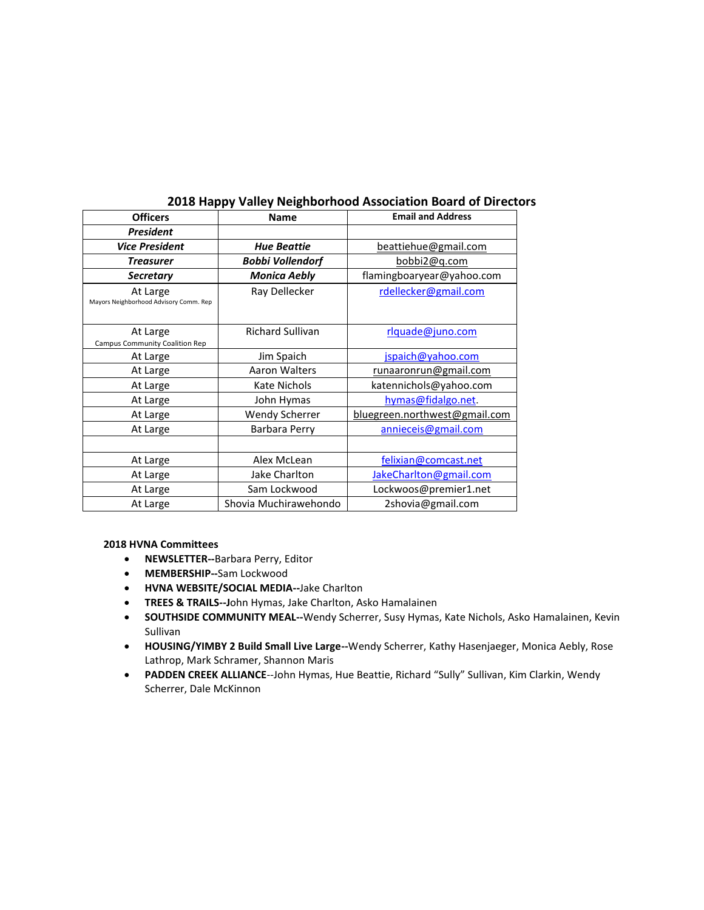## 2018 Happy Valley Neighborhood Association Board of Directors

| Officers | Name | Email and Address |
|---|---|---|
| ***President*** | | |
| ***Vice President*** | ***Hue Beattie*** | beattiehue@gmail.com |
| ***Treasurer*** | ***Bobbi Vollendorf*** | bobbi2@q.com |
| ***Secretary*** | ***Monica Aebly*** | flamingboaryear@yahoo.com |
| At Large<br>Mayors Neighborhood Advisory Comm. Rep | Ray Dellecker | rdellecker@gmail.com |
| At Large<br>Campus Community Coalition Rep | Richard Sullivan | rlquade@juno.com |
| At Large | Jim Spaich | jspaich@yahoo.com |
| At Large | Aaron Walters | runaaronrun@gmail.com |
| At Large | Kate Nichols | katennichols@yahoo.com |
| At Large | John Hymas | hymas@fidalgo.net. |
| At Large | Wendy Scherrer | bluegreen.northwest@gmail.com |
| At Large | Barbara Perry | annieceis@gmail.com |
| | | |
| At Large | Alex McLean | felixian@comcast.net |
| At Large | Jake Charlton | JakeCharlton@gmail.com |
| At Large | Sam Lockwood | Lockwoos@premier1.net |
| At Large | Shovia Muchirawehondo | 2shovia@gmail.com |

**2018 HVNA Committees**

- **NEWSLETTER--**Barbara Perry, Editor
- **MEMBERSHIP--**Sam Lockwood
- **HVNA WEBSITE/SOCIAL MEDIA--**Jake Charlton
- **TREES & TRAILS--J**ohn Hymas, Jake Charlton, Asko Hamalainen
- **SOUTHSIDE COMMUNITY MEAL--**Wendy Scherrer, Susy Hymas, Kate Nichols, Asko Hamalainen, Kevin Sullivan
- **HOUSING/YIMBY 2 Build Small Live Large--**Wendy Scherrer, Kathy Hasenjaeger, Monica Aebly, Rose Lathrop, Mark Schramer, Shannon Maris
- **PADDEN CREEK ALLIANCE**--John Hymas, Hue Beattie, Richard "Sully" Sullivan, Kim Clarkin, Wendy Scherrer, Dale McKinnon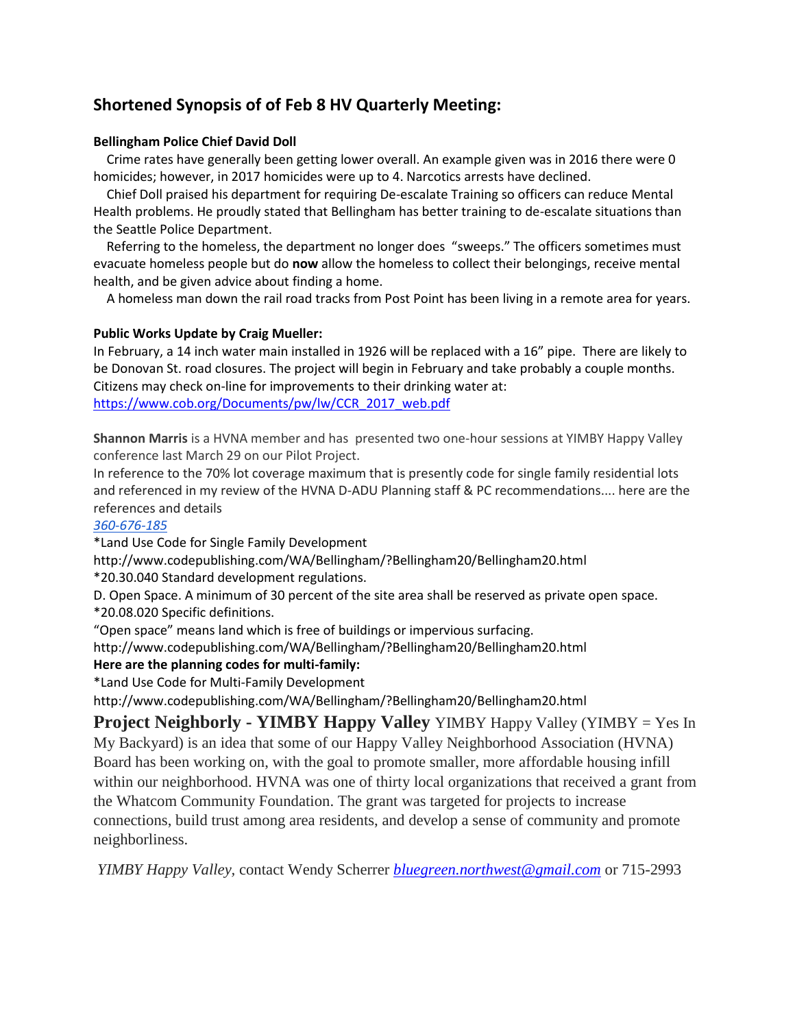## Shortened Synopsis of of Feb 8 HV Quarterly Meeting:

**Bellingham Police Chief David Doll**

Crime rates have generally been getting lower overall. An example given was in 2016 there were 0 homicides; however, in 2017 homicides were up to 4. Narcotics arrests have declined.

Chief Doll praised his department for requiring De-escalate Training so officers can reduce Mental Health problems. He proudly stated that Bellingham has better training to de-escalate situations than the Seattle Police Department.

Referring to the homeless, the department no longer does "sweeps." The officers sometimes must evacuate homeless people but do **now** allow the homeless to collect their belongings, receive mental health, and be given advice about finding a home.

A homeless man down the rail road tracks from Post Point has been living in a remote area for years.

**Public Works Update by Craig Mueller:**

In February, a 14 inch water main installed in 1926 will be replaced with a 16" pipe. There are likely to be Donovan St. road closures. The project will begin in February and take probably a couple months. Citizens may check on-line for improvements to their drinking water at:
https://www.cob.org/Documents/pw/lw/CCR_2017_web.pdf

**Shannon Marris** is a HVNA member and has presented two one-hour sessions at YIMBY Happy Valley conference last March 29 on our Pilot Project.

In reference to the 70% lot coverage maximum that is presently code for single family residential lots and referenced in my review of the HVNA D-ADU Planning staff & PC recommendations.... here are the references and details

*360-676-185*

*Land Use Code for Single Family Development

http://www.codepublishing.com/WA/Bellingham/?Bellingham20/Bellingham20.html

*20.30.040 Standard development regulations.

D. Open Space. A minimum of 30 percent of the site area shall be reserved as private open space.

*20.08.020 Specific definitions.

"Open space" means land which is free of buildings or impervious surfacing.

http://www.codepublishing.com/WA/Bellingham/?Bellingham20/Bellingham20.html

**Here are the planning codes for multi-family:**

*Land Use Code for Multi-Family Development

http://www.codepublishing.com/WA/Bellingham/?Bellingham20/Bellingham20.html

**Project Neighborly - YIMBY Happy Valley** YIMBY Happy Valley (YIMBY = Yes In My Backyard) is an idea that some of our Happy Valley Neighborhood Association (HVNA) Board has been working on, with the goal to promote smaller, more affordable housing infill within our neighborhood. HVNA was one of thirty local organizations that received a grant from the Whatcom Community Foundation. The grant was targeted for projects to increase connections, build trust among area residents, and develop a sense of community and promote neighborliness.

*YIMBY Happy Valley*, contact Wendy Scherrer *bluegreen.northwest@gmail.com* or 715-2993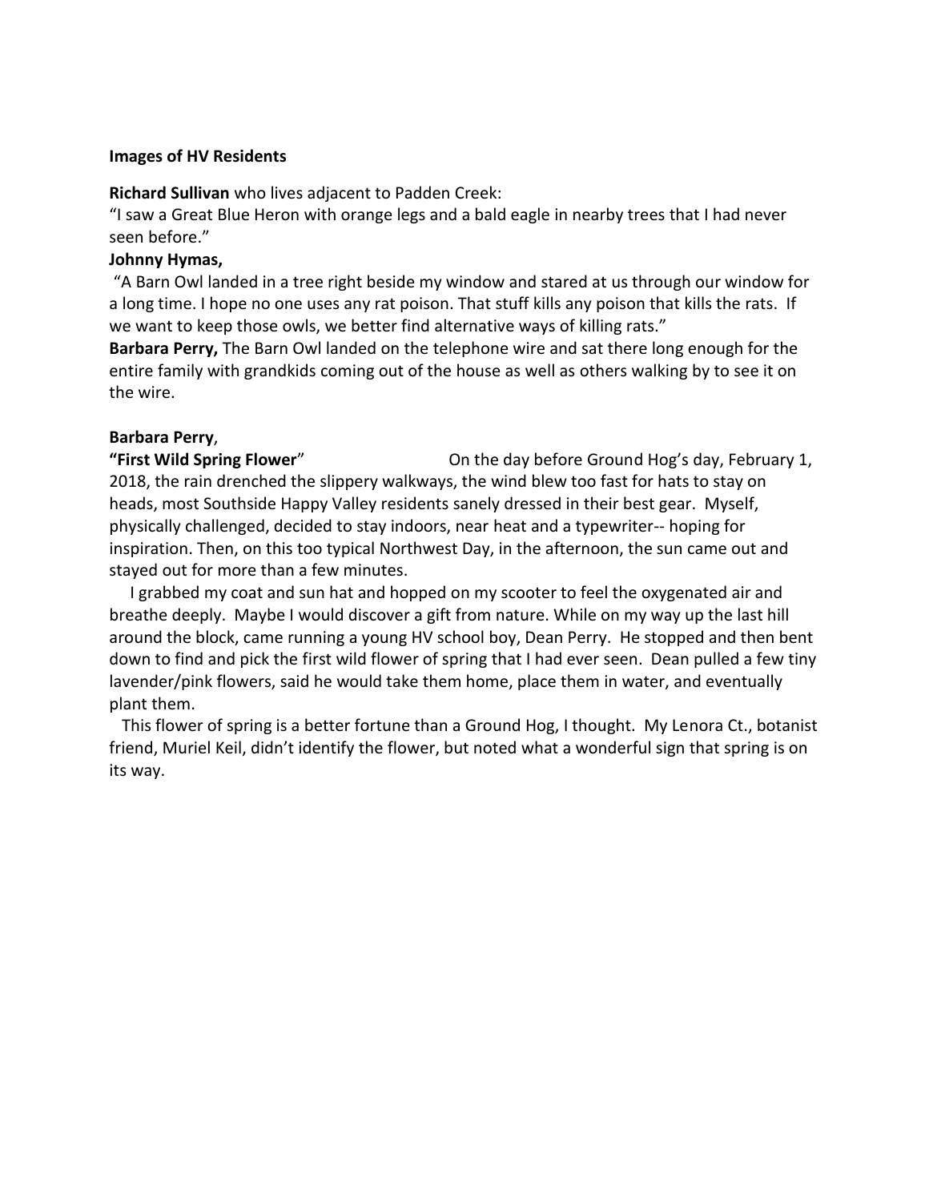**Images of HV Residents**

**Richard Sullivan** who lives adjacent to Padden Creek:
"I saw a Great Blue Heron with orange legs and a bald eagle in nearby trees that I had never seen before."

**Johnny Hymas,**
"A Barn Owl landed in a tree right beside my window and stared at us through our window for a long time. I hope no one uses any rat poison. That stuff kills any poison that kills the rats. If we want to keep those owls, we better find alternative ways of killing rats."

**Barbara Perry,** The Barn Owl landed on the telephone wire and sat there long enough for the entire family with grandkids coming out of the house as well as others walking by to see it on the wire.

**Barbara Perry**,
**"First Wild Spring Flower**" On the day before Ground Hog's day, February 1, 2018, the rain drenched the slippery walkways, the wind blew too fast for hats to stay on heads, most Southside Happy Valley residents sanely dressed in their best gear. Myself, physically challenged, decided to stay indoors, near heat and a typewriter-- hoping for inspiration. Then, on this too typical Northwest Day, in the afternoon, the sun came out and stayed out for more than a few minutes.

I grabbed my coat and sun hat and hopped on my scooter to feel the oxygenated air and breathe deeply. Maybe I would discover a gift from nature. While on my way up the last hill around the block, came running a young HV school boy, Dean Perry. He stopped and then bent down to find and pick the first wild flower of spring that I had ever seen. Dean pulled a few tiny lavender/pink flowers, said he would take them home, place them in water, and eventually plant them.

This flower of spring is a better fortune than a Ground Hog, I thought. My Lenora Ct., botanist friend, Muriel Keil, didn't identify the flower, but noted what a wonderful sign that spring is on its way.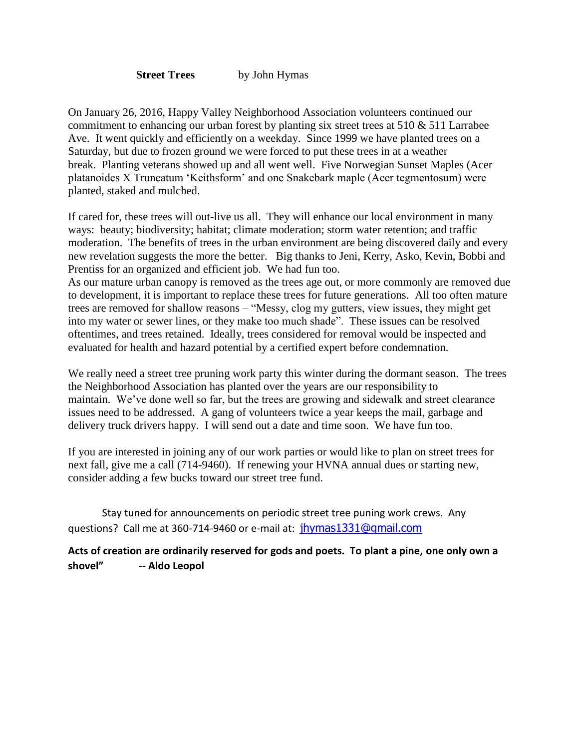**Street Trees** by John Hymas

On January 26, 2016, Happy Valley Neighborhood Association volunteers continued our commitment to enhancing our urban forest by planting six street trees at 510 & 511 Larrabee Ave. It went quickly and efficiently on a weekday. Since 1999 we have planted trees on a Saturday, but due to frozen ground we were forced to put these trees in at a weather break. Planting veterans showed up and all went well. Five Norwegian Sunset Maples (Acer platanoides X Truncatum 'Keithsform' and one Snakebark maple (Acer tegmentosum) were planted, staked and mulched.

If cared for, these trees will out-live us all. They will enhance our local environment in many ways: beauty; biodiversity; habitat; climate moderation; storm water retention; and traffic moderation. The benefits of trees in the urban environment are being discovered daily and every new revelation suggests the more the better. Big thanks to Jeni, Kerry, Asko, Kevin, Bobbi and Prentiss for an organized and efficient job. We had fun too.
As our mature urban canopy is removed as the trees age out, or more commonly are removed due to development, it is important to replace these trees for future generations. All too often mature trees are removed for shallow reasons – "Messy, clog my gutters, view issues, they might get into my water or sewer lines, or they make too much shade". These issues can be resolved oftentimes, and trees retained. Ideally, trees considered for removal would be inspected and evaluated for health and hazard potential by a certified expert before condemnation.

We really need a street tree pruning work party this winter during the dormant season. The trees the Neighborhood Association has planted over the years are our responsibility to maintain. We've done well so far, but the trees are growing and sidewalk and street clearance issues need to be addressed. A gang of volunteers twice a year keeps the mail, garbage and delivery truck drivers happy. I will send out a date and time soon. We have fun too.

If you are interested in joining any of our work parties or would like to plan on street trees for next fall, give me a call (714-9460). If renewing your HVNA annual dues or starting new, consider adding a few bucks toward our street tree fund.

Stay tuned for announcements on periodic street tree puning work crews. Any questions? Call me at 360-714-9460 or e-mail at: jhymas1331@gmail.com

**Acts of creation are ordinarily reserved for gods and poets. To plant a pine, one only own a shovel" -- Aldo Leopol**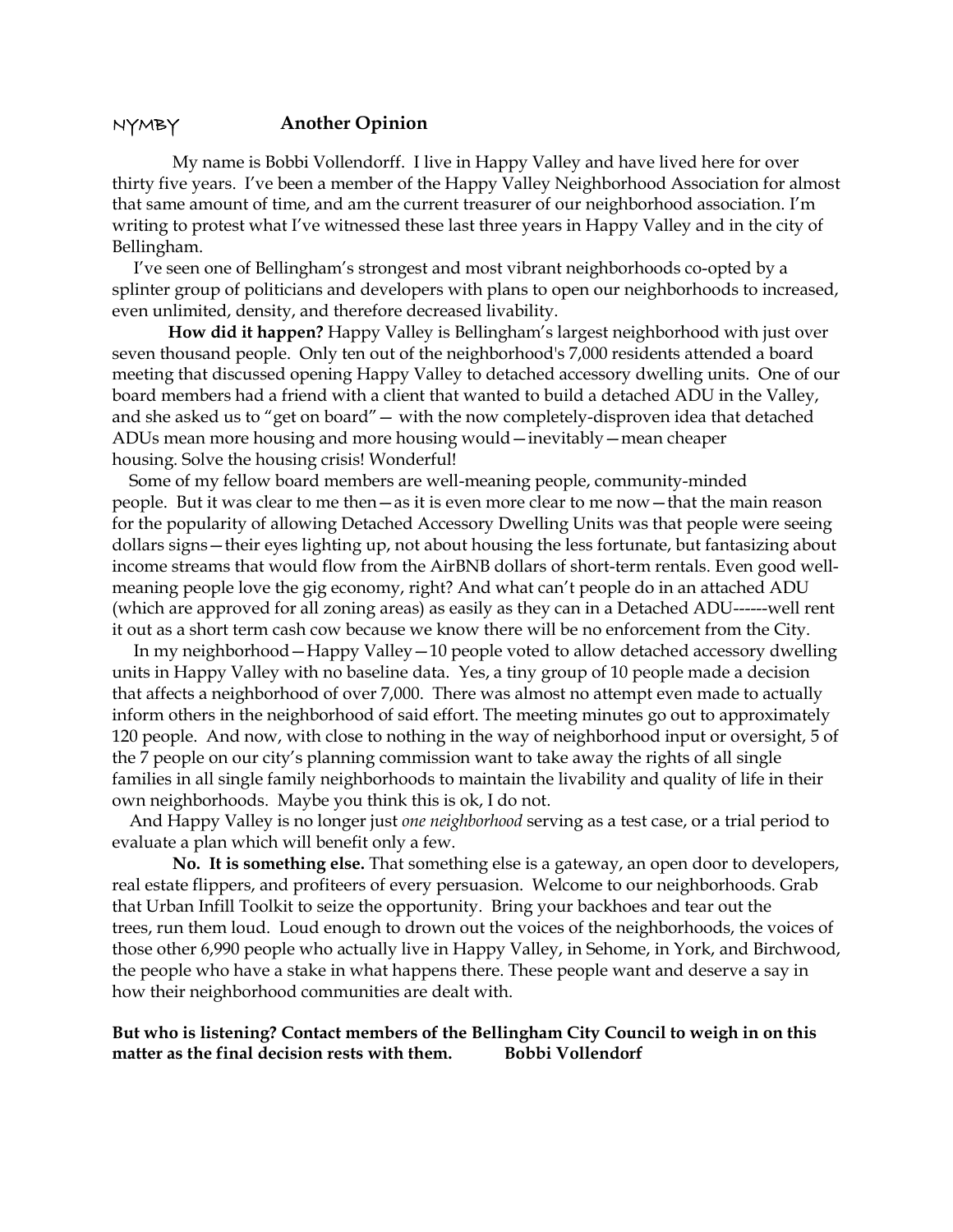NYMBY **Another Opinion**

My name is Bobbi Vollendorff. I live in Happy Valley and have lived here for over thirty five years. I've been a member of the Happy Valley Neighborhood Association for almost that same amount of time, and am the current treasurer of our neighborhood association. I'm writing to protest what I've witnessed these last three years in Happy Valley and in the city of Bellingham.

I've seen one of Bellingham's strongest and most vibrant neighborhoods co-opted by a splinter group of politicians and developers with plans to open our neighborhoods to increased, even unlimited, density, and therefore decreased livability.

**How did it happen?** Happy Valley is Bellingham's largest neighborhood with just over seven thousand people. Only ten out of the neighborhood's 7,000 residents attended a board meeting that discussed opening Happy Valley to detached accessory dwelling units. One of our board members had a friend with a client that wanted to build a detached ADU in the Valley, and she asked us to "get on board"— with the now completely-disproven idea that detached ADUs mean more housing and more housing would—inevitably—mean cheaper housing. Solve the housing crisis! Wonderful!

Some of my fellow board members are well-meaning people, community-minded people. But it was clear to me then—as it is even more clear to me now—that the main reason for the popularity of allowing Detached Accessory Dwelling Units was that people were seeing dollars signs—their eyes lighting up, not about housing the less fortunate, but fantasizing about income streams that would flow from the AirBNB dollars of short-term rentals. Even good well-meaning people love the gig economy, right? And what can't people do in an attached ADU (which are approved for all zoning areas) as easily as they can in a Detached ADU------well rent it out as a short term cash cow because we know there will be no enforcement from the City.

In my neighborhood—Happy Valley—10 people voted to allow detached accessory dwelling units in Happy Valley with no baseline data. Yes, a tiny group of 10 people made a decision that affects a neighborhood of over 7,000. There was almost no attempt even made to actually inform others in the neighborhood of said effort. The meeting minutes go out to approximately 120 people. And now, with close to nothing in the way of neighborhood input or oversight, 5 of the 7 people on our city's planning commission want to take away the rights of all single families in all single family neighborhoods to maintain the livability and quality of life in their own neighborhoods. Maybe you think this is ok, I do not.

And Happy Valley is no longer just *one neighborhood* serving as a test case, or a trial period to evaluate a plan which will benefit only a few.

**No. It is something else.** That something else is a gateway, an open door to developers, real estate flippers, and profiteers of every persuasion. Welcome to our neighborhoods. Grab that Urban Infill Toolkit to seize the opportunity. Bring your backhoes and tear out the trees, run them loud. Loud enough to drown out the voices of the neighborhoods, the voices of those other 6,990 people who actually live in Happy Valley, in Sehome, in York, and Birchwood, the people who have a stake in what happens there. These people want and deserve a say in how their neighborhood communities are dealt with.

**But who is listening? Contact members of the Bellingham City Council to weigh in on this matter as the final decision rests with them. Bobbi Vollendorf**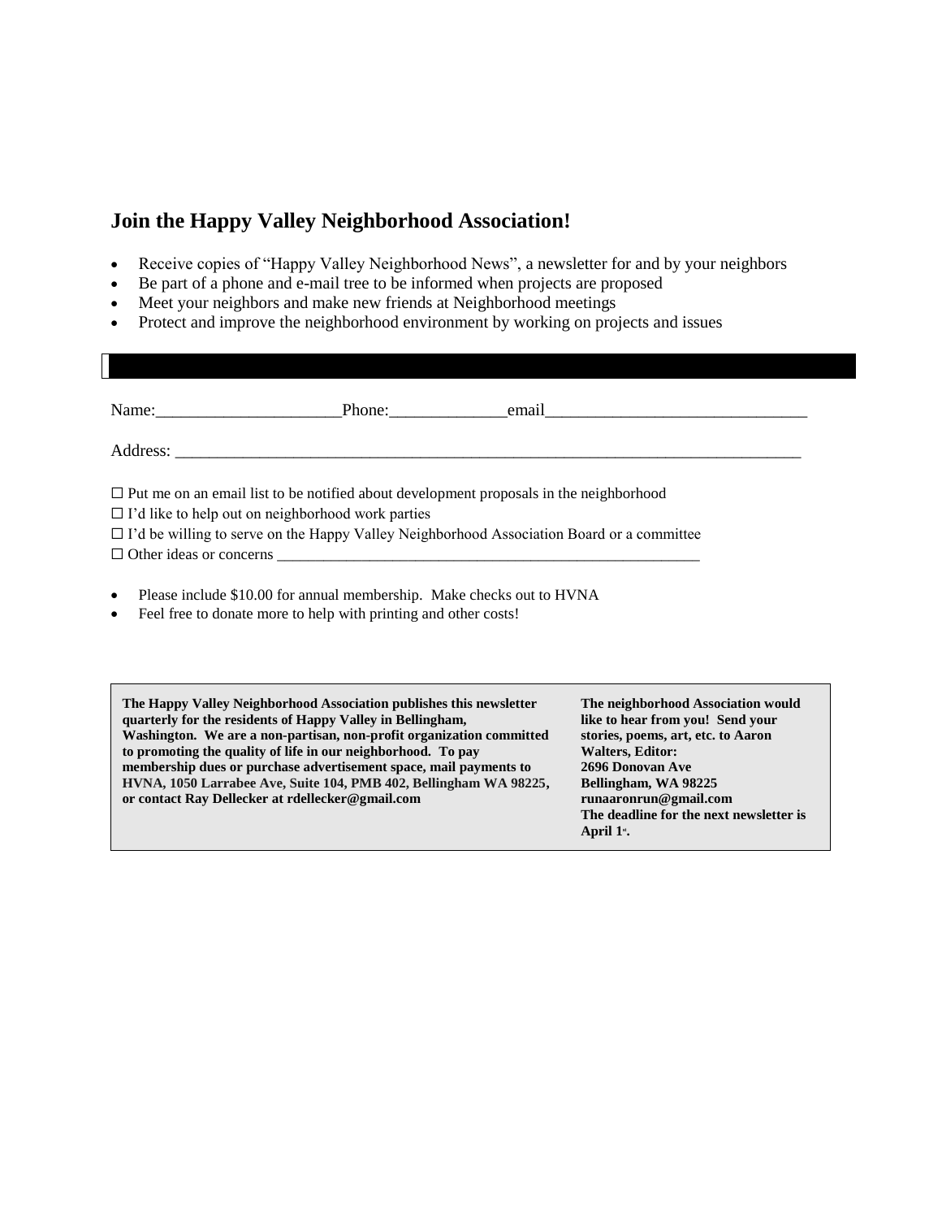## Join the Happy Valley Neighborhood Association!

- Receive copies of "Happy Valley Neighborhood News", a newsletter for and by your neighbors
- Be part of a phone and e-mail tree to be informed when projects are proposed
- Meet your neighbors and make new friends at Neighborhood meetings
- Protect and improve the neighborhood environment by working on projects and issues

Name:______________________Phone:______________email_______________________________

Address: ____________________________________________________________________________

☐ Put me on an email list to be notified about development proposals in the neighborhood
☐ I'd like to help out on neighborhood work parties
☐ I'd be willing to serve on the Happy Valley Neighborhood Association Board or a committee
☐ Other ideas or concerns ________________________________________________________

- Please include $10.00 for annual membership. Make checks out to HVNA
- Feel free to donate more to help with printing and other costs!

**The Happy Valley Neighborhood Association publishes this newsletter quarterly for the residents of Happy Valley in Bellingham, Washington. We are a non-partisan, non-profit organization committed to promoting the quality of life in our neighborhood. To pay membership dues or purchase advertisement space, mail payments to HVNA, 1050 Larrabee Ave, Suite 104, PMB 402, Bellingham WA 98225, or contact Ray Dellecker at rdellecker@gmail.com**

**The neighborhood Association would like to hear from you! Send your stories, poems, art, etc. to Aaron Walters, Editor:**
**2696 Donovan Ave**
**Bellingham, WA 98225**
**runaaronrun@gmail.com**
**The deadline for the next newsletter is April 1st.**